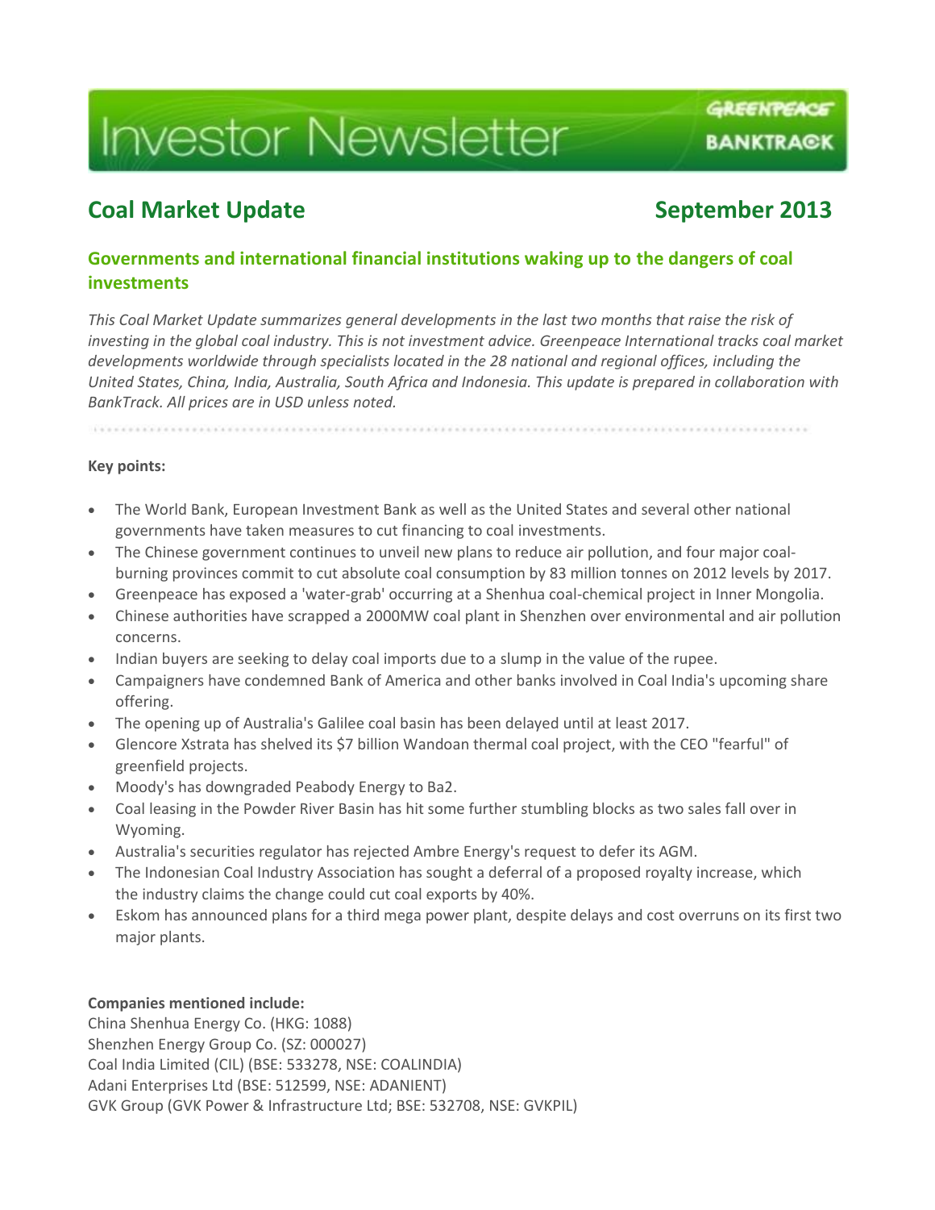# Investor Newsletter

GREENPEACE
BANKTRACK

## Coal Market Update — September 2013

### Governments and international financial institutions waking up to the dangers of coal investments

*This Coal Market Update summarizes general developments in the last two months that raise the risk of investing in the global coal industry. This is not investment advice. Greenpeace International tracks coal market developments worldwide through specialists located in the 28 national and regional offices, including the United States, China, India, Australia, South Africa and Indonesia. This update is prepared in collaboration with BankTrack. All prices are in USD unless noted.*

---

**Key points:**

- The World Bank, European Investment Bank as well as the United States and several other national governments have taken measures to cut financing to coal investments.
- The Chinese government continues to unveil new plans to reduce air pollution, and four major coal-burning provinces commit to cut absolute coal consumption by 83 million tonnes on 2012 levels by 2017.
- Greenpeace has exposed a 'water-grab' occurring at a Shenhua coal-chemical project in Inner Mongolia.
- Chinese authorities have scrapped a 2000MW coal plant in Shenzhen over environmental and air pollution concerns.
- Indian buyers are seeking to delay coal imports due to a slump in the value of the rupee.
- Campaigners have condemned Bank of America and other banks involved in Coal India's upcoming share offering.
- The opening up of Australia's Galilee coal basin has been delayed until at least 2017.
- Glencore Xstrata has shelved its $7 billion Wandoan thermal coal project, with the CEO "fearful" of greenfield projects.
- Moody's has downgraded Peabody Energy to Ba2.
- Coal leasing in the Powder River Basin has hit some further stumbling blocks as two sales fall over in Wyoming.
- Australia's securities regulator has rejected Ambre Energy's request to defer its AGM.
- The Indonesian Coal Industry Association has sought a deferral of a proposed royalty increase, which the industry claims the change could cut coal exports by 40%.
- Eskom has announced plans for a third mega power plant, despite delays and cost overruns on its first two major plants.

**Companies mentioned include:**

China Shenhua Energy Co. (HKG: 1088)
Shenzhen Energy Group Co. (SZ: 000027)
Coal India Limited (CIL) (BSE: 533278, NSE: COALINDIA)
Adani Enterprises Ltd (BSE: 512599, NSE: ADANIENT)
GVK Group (GVK Power & Infrastructure Ltd; BSE: 532708, NSE: GVKPIL)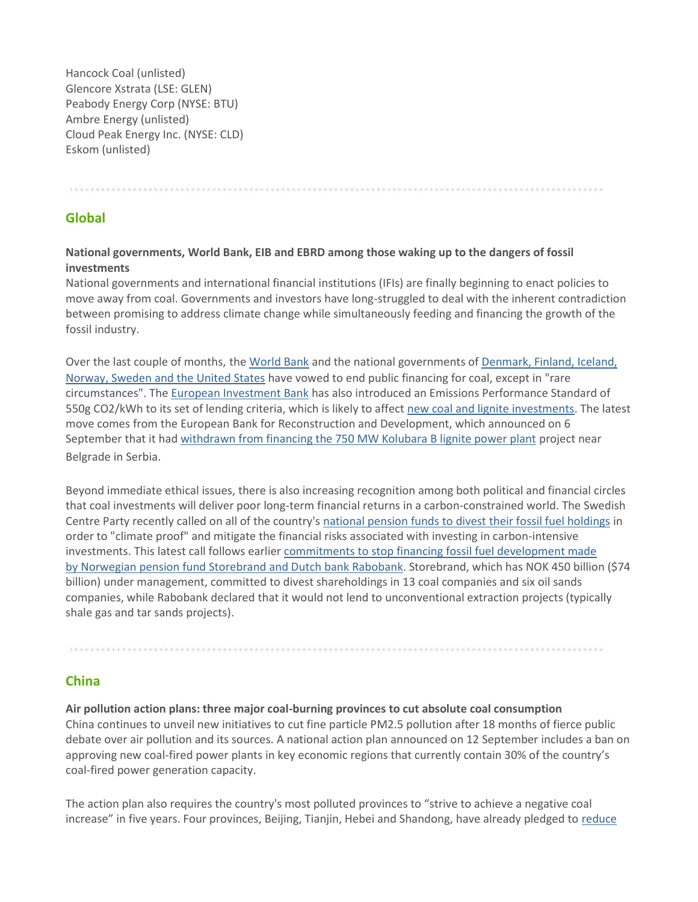Hancock Coal (unlisted)
Glencore Xstrata (LSE: GLEN)
Peabody Energy Corp (NYSE: BTU)
Ambre Energy (unlisted)
Cloud Peak Energy Inc. (NYSE: CLD)
Eskom (unlisted)

---

## Global

**National governments, World Bank, EIB and EBRD among those waking up to the dangers of fossil investments**

National governments and international financial institutions (IFIs) are finally beginning to enact policies to move away from coal. Governments and investors have long-struggled to deal with the inherent contradiction between promising to address climate change while simultaneously feeding and financing the growth of the fossil industry.

Over the last couple of months, the World Bank and the national governments of Denmark, Finland, Iceland, Norway, Sweden and the United States have vowed to end public financing for coal, except in "rare circumstances". The European Investment Bank has also introduced an Emissions Performance Standard of 550g $CO_2$/kWh to its set of lending criteria, which is likely to affect new coal and lignite investments. The latest move comes from the European Bank for Reconstruction and Development, which announced on 6 September that it had withdrawn from financing the 750 MW Kolubara B lignite power plant project near Belgrade in Serbia.

Beyond immediate ethical issues, there is also increasing recognition among both political and financial circles that coal investments will deliver poor long-term financial returns in a carbon-constrained world. The Swedish Centre Party recently called on all of the country's national pension funds to divest their fossil fuel holdings in order to "climate proof" and mitigate the financial risks associated with investing in carbon-intensive investments. This latest call follows earlier commitments to stop financing fossil fuel development made by Norwegian pension fund Storebrand and Dutch bank Rabobank. Storebrand, which has NOK 450 billion ($74 billion) under management, committed to divest shareholdings in 13 coal companies and six oil sands companies, while Rabobank declared that it would not lend to unconventional extraction projects (typically shale gas and tar sands projects).

---

## China

**Air pollution action plans: three major coal-burning provinces to cut absolute coal consumption**

China continues to unveil new initiatives to cut fine particle PM2.5 pollution after 18 months of fierce public debate over air pollution and its sources. A national action plan announced on 12 September includes a ban on approving new coal-fired power plants in key economic regions that currently contain 30% of the country's coal-fired power generation capacity.

The action plan also requires the country's most polluted provinces to "strive to achieve a negative coal increase" in five years. Four provinces, Beijing, Tianjin, Hebei and Shandong, have already pledged to reduce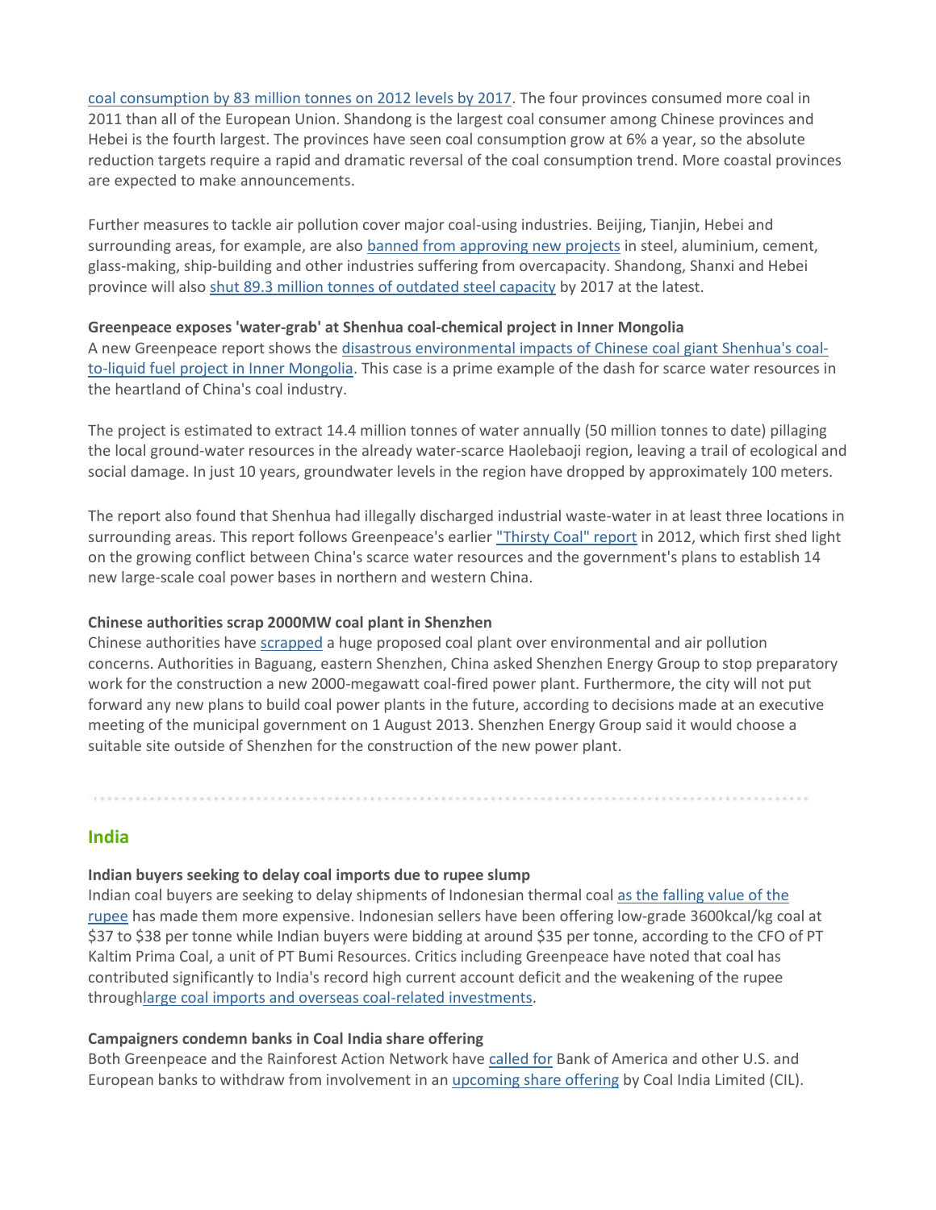coal consumption by 83 million tonnes on 2012 levels by 2017. The four provinces consumed more coal in 2011 than all of the European Union. Shandong is the largest coal consumer among Chinese provinces and Hebei is the fourth largest. The provinces have seen coal consumption grow at 6% a year, so the absolute reduction targets require a rapid and dramatic reversal of the coal consumption trend. More coastal provinces are expected to make announcements.

Further measures to tackle air pollution cover major coal-using industries. Beijing, Tianjin, Hebei and surrounding areas, for example, are also banned from approving new projects in steel, aluminium, cement, glass-making, ship-building and other industries suffering from overcapacity. Shandong, Shanxi and Hebei province will also shut 89.3 million tonnes of outdated steel capacity by 2017 at the latest.

**Greenpeace exposes 'water-grab' at Shenhua coal-chemical project in Inner Mongolia**

A new Greenpeace report shows the disastrous environmental impacts of Chinese coal giant Shenhua's coal-to-liquid fuel project in Inner Mongolia. This case is a prime example of the dash for scarce water resources in the heartland of China's coal industry.

The project is estimated to extract 14.4 million tonnes of water annually (50 million tonnes to date) pillaging the local ground-water resources in the already water-scarce Haolebaoji region, leaving a trail of ecological and social damage. In just 10 years, groundwater levels in the region have dropped by approximately 100 meters.

The report also found that Shenhua had illegally discharged industrial waste-water in at least three locations in surrounding areas. This report follows Greenpeace's earlier "Thirsty Coal" report in 2012, which first shed light on the growing conflict between China's scarce water resources and the government's plans to establish 14 new large-scale coal power bases in northern and western China.

**Chinese authorities scrap 2000MW coal plant in Shenzhen**

Chinese authorities have scrapped a huge proposed coal plant over environmental and air pollution concerns. Authorities in Baguang, eastern Shenzhen, China asked Shenzhen Energy Group to stop preparatory work for the construction a new 2000-megawatt coal-fired power plant. Furthermore, the city will not put forward any new plans to build coal power plants in the future, according to decisions made at an executive meeting of the municipal government on 1 August 2013. Shenzhen Energy Group said it would choose a suitable site outside of Shenzhen for the construction of the new power plant.

## India

**Indian buyers seeking to delay coal imports due to rupee slump**

Indian coal buyers are seeking to delay shipments of Indonesian thermal coal as the falling value of the rupee has made them more expensive. Indonesian sellers have been offering low-grade 3600kcal/kg coal at $37 to $38 per tonne while Indian buyers were bidding at around $35 per tonne, according to the CFO of PT Kaltim Prima Coal, a unit of PT Bumi Resources. Critics including Greenpeace have noted that coal has contributed significantly to India's record high current account deficit and the weakening of the rupee throughlarge coal imports and overseas coal-related investments.

**Campaigners condemn banks in Coal India share offering**

Both Greenpeace and the Rainforest Action Network have called for Bank of America and other U.S. and European banks to withdraw from involvement in an upcoming share offering by Coal India Limited (CIL).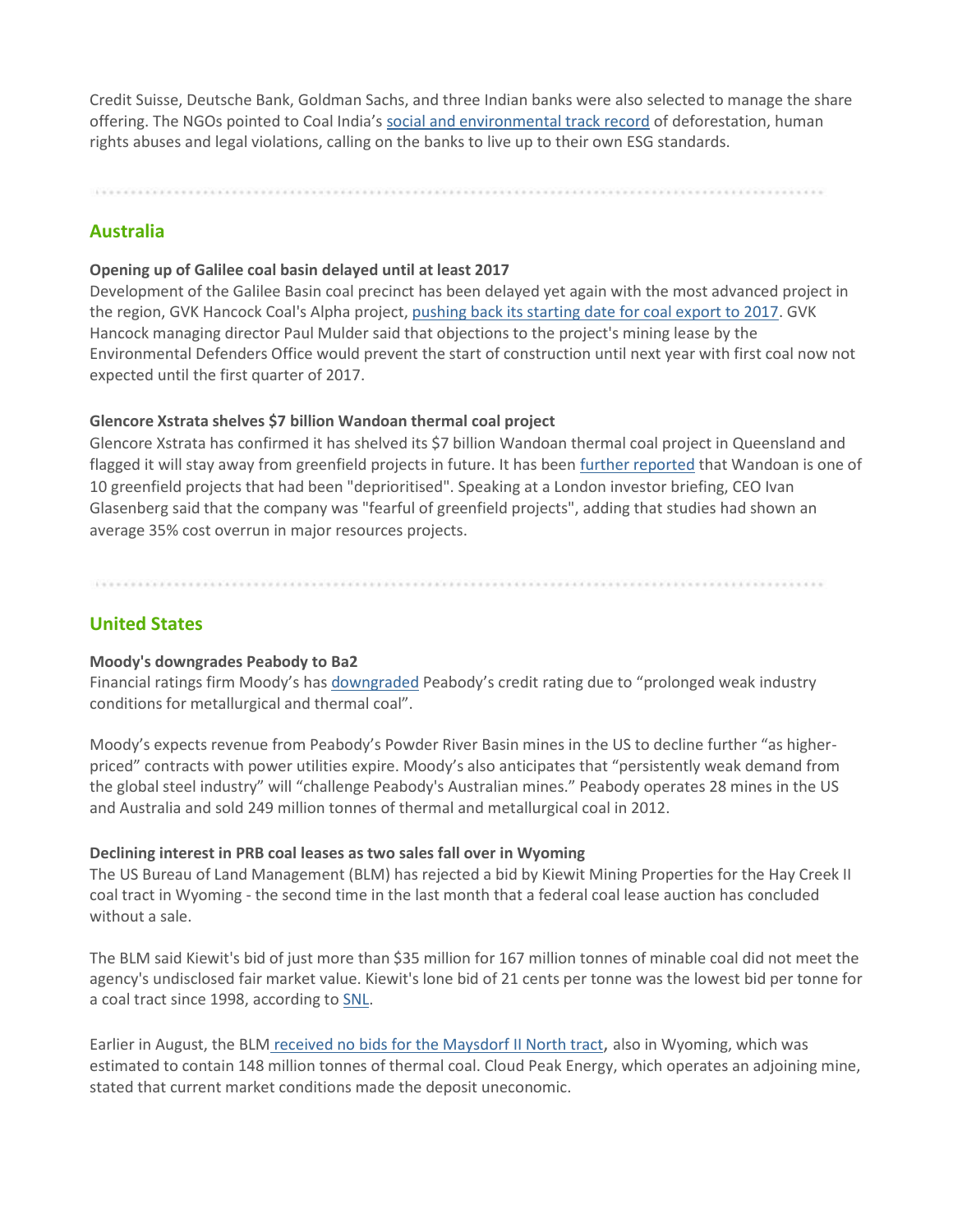Credit Suisse, Deutsche Bank, Goldman Sachs, and three Indian banks were also selected to manage the share offering. The NGOs pointed to Coal India's social and environmental track record of deforestation, human rights abuses and legal violations, calling on the banks to live up to their own ESG standards.

---

## Australia

**Opening up of Galilee coal basin delayed until at least 2017**

Development of the Galilee Basin coal precinct has been delayed yet again with the most advanced project in the region, GVK Hancock Coal's Alpha project, pushing back its starting date for coal export to 2017. GVK Hancock managing director Paul Mulder said that objections to the project's mining lease by the Environmental Defenders Office would prevent the start of construction until next year with first coal now not expected until the first quarter of 2017.

**Glencore Xstrata shelves $7 billion Wandoan thermal coal project**

Glencore Xstrata has confirmed it has shelved its $7 billion Wandoan thermal coal project in Queensland and flagged it will stay away from greenfield projects in future. It has been further reported that Wandoan is one of 10 greenfield projects that had been "deprioritised". Speaking at a London investor briefing, CEO Ivan Glasenberg said that the company was "fearful of greenfield projects", adding that studies had shown an average 35% cost overrun in major resources projects.

---

## United States

**Moody's downgrades Peabody to Ba2**

Financial ratings firm Moody's has downgraded Peabody's credit rating due to "prolonged weak industry conditions for metallurgical and thermal coal".

Moody's expects revenue from Peabody's Powder River Basin mines in the US to decline further "as higher-priced" contracts with power utilities expire. Moody's also anticipates that "persistently weak demand from the global steel industry" will "challenge Peabody's Australian mines." Peabody operates 28 mines in the US and Australia and sold 249 million tonnes of thermal and metallurgical coal in 2012.

**Declining interest in PRB coal leases as two sales fall over in Wyoming**

The US Bureau of Land Management (BLM) has rejected a bid by Kiewit Mining Properties for the Hay Creek II coal tract in Wyoming - the second time in the last month that a federal coal lease auction has concluded without a sale.

The BLM said Kiewit's bid of just more than $35 million for 167 million tonnes of minable coal did not meet the agency's undisclosed fair market value. Kiewit's lone bid of 21 cents per tonne was the lowest bid per tonne for a coal tract since 1998, according to SNL.

Earlier in August, the BLM received no bids for the Maysdorf II North tract, also in Wyoming, which was estimated to contain 148 million tonnes of thermal coal. Cloud Peak Energy, which operates an adjoining mine, stated that current market conditions made the deposit uneconomic.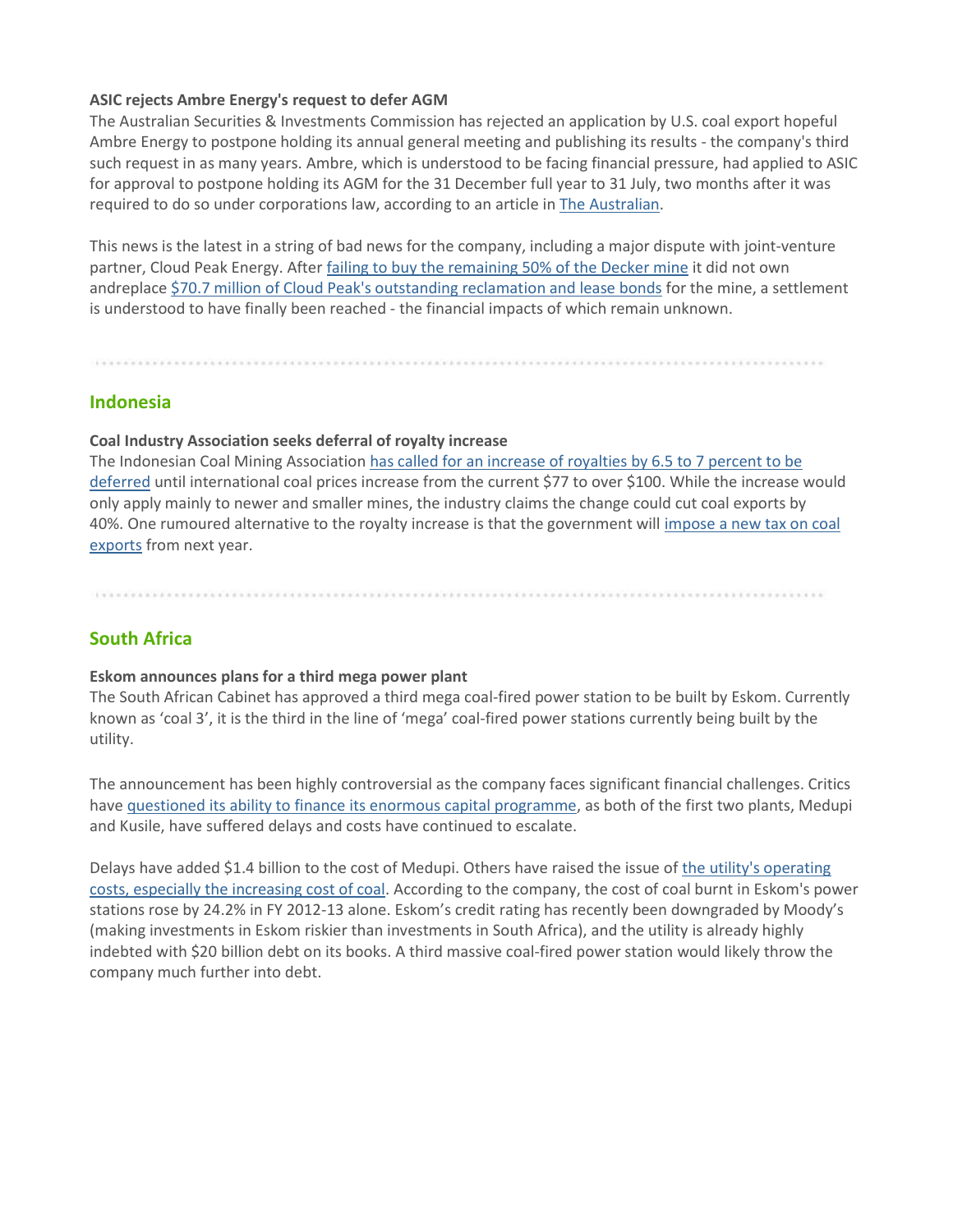**ASIC rejects Ambre Energy's request to defer AGM**

The Australian Securities & Investments Commission has rejected an application by U.S. coal export hopeful Ambre Energy to postpone holding its annual general meeting and publishing its results - the company's third such request in as many years. Ambre, which is understood to be facing financial pressure, had applied to ASIC for approval to postpone holding its AGM for the 31 December full year to 31 July, two months after it was required to do so under corporations law, according to an article in The Australian.

This news is the latest in a string of bad news for the company, including a major dispute with joint-venture partner, Cloud Peak Energy. After failing to buy the remaining 50% of the Decker mine it did not own andreplace $70.7 million of Cloud Peak's outstanding reclamation and lease bonds for the mine, a settlement is understood to have finally been reached - the financial impacts of which remain unknown.

## Indonesia

**Coal Industry Association seeks deferral of royalty increase**

The Indonesian Coal Mining Association has called for an increase of royalties by 6.5 to 7 percent to be deferred until international coal prices increase from the current $77 to over $100. While the increase would only apply mainly to newer and smaller mines, the industry claims the change could cut coal exports by 40%. One rumoured alternative to the royalty increase is that the government will impose a new tax on coal exports from next year.

## South Africa

**Eskom announces plans for a third mega power plant**

The South African Cabinet has approved a third mega coal-fired power station to be built by Eskom. Currently known as 'coal 3', it is the third in the line of 'mega' coal-fired power stations currently being built by the utility.

The announcement has been highly controversial as the company faces significant financial challenges. Critics have questioned its ability to finance its enormous capital programme, as both of the first two plants, Medupi and Kusile, have suffered delays and costs have continued to escalate.

Delays have added $1.4 billion to the cost of Medupi. Others have raised the issue of the utility's operating costs, especially the increasing cost of coal. According to the company, the cost of coal burnt in Eskom's power stations rose by 24.2% in FY 2012-13 alone. Eskom's credit rating has recently been downgraded by Moody's (making investments in Eskom riskier than investments in South Africa), and the utility is already highly indebted with $20 billion debt on its books. A third massive coal-fired power station would likely throw the company much further into debt.